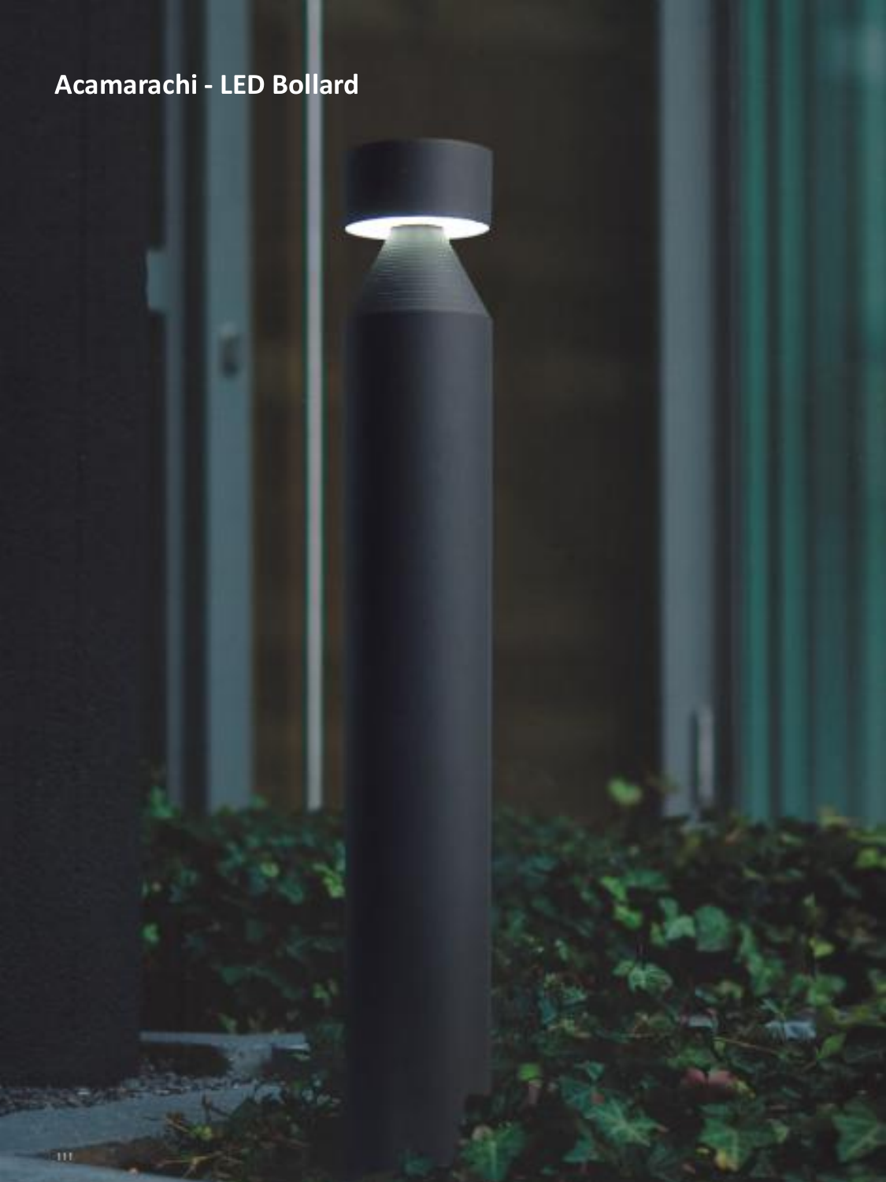# Acamarachi - LED Bollard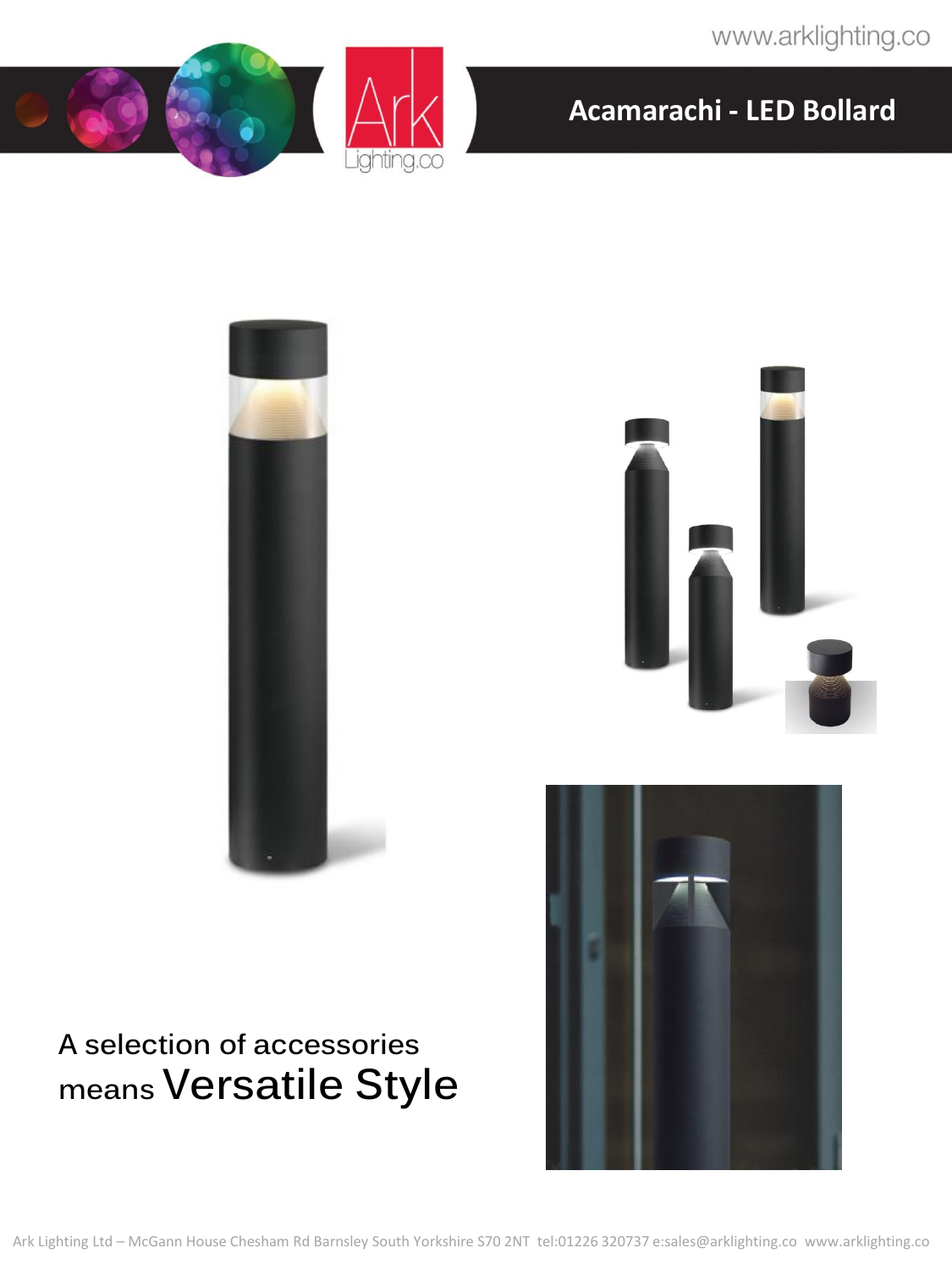# Acamarachi - LED Bollard

A selection of accessories means Versatile Style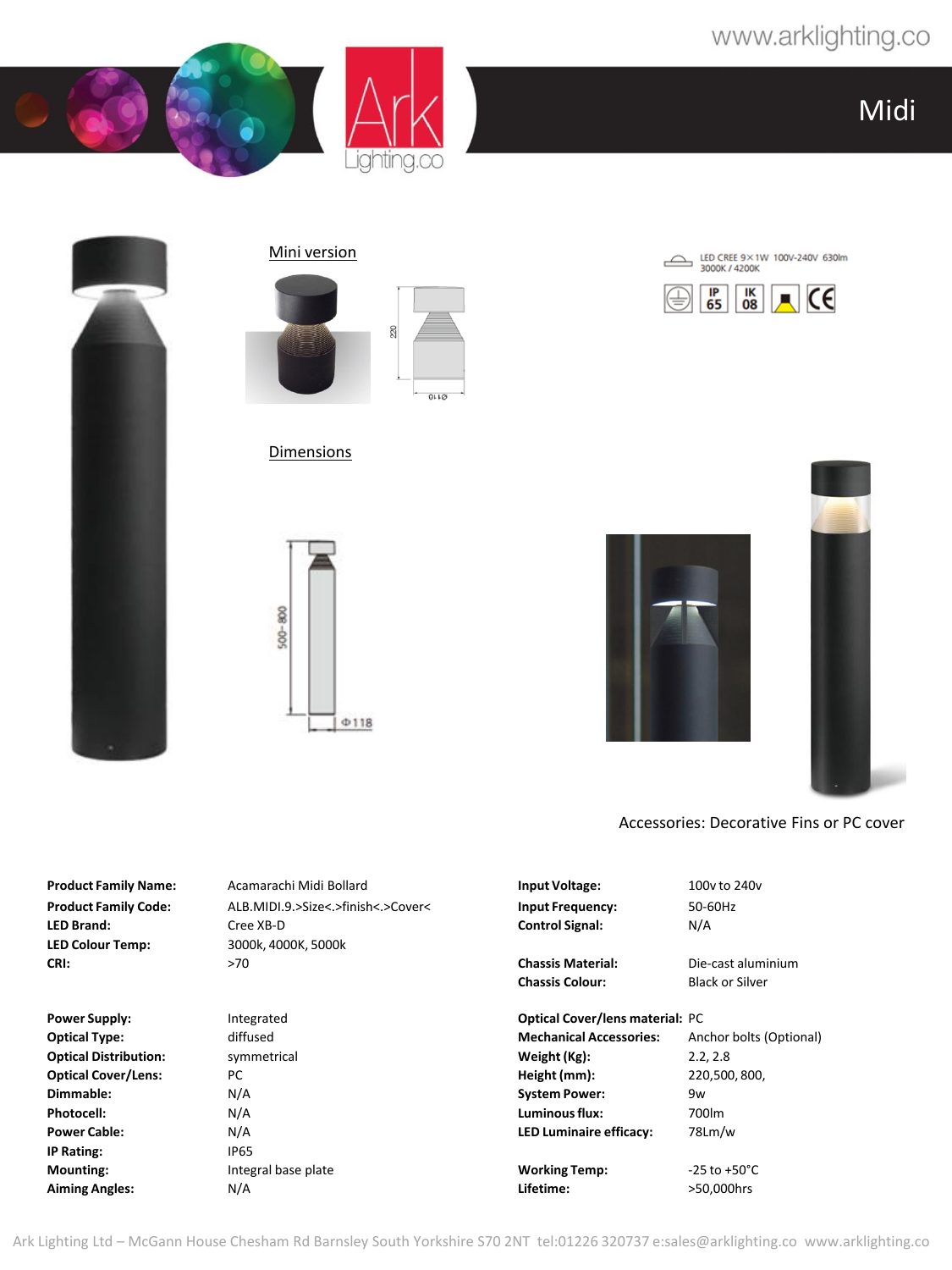# Midi

Mini version

LED CREE 9×1W 100V-240V 630lm 3000K / 4200K

IP 65 IK 08 CE

Dimensions

Accessories: Decorative Fins or PC cover

| | | | |
|---|---|---|---|
| **Product Family Name:** | Acamarachi Midi Bollard | **Input Voltage:** | 100v to 240v |
| **Product Family Code:** | ALB.MIDI.9.>Size<.>finish<.>Cover< | **Input Frequency:** | 50-60Hz |
| **LED Brand:** | Cree XB-D | **Control Signal:** | N/A |
| **LED Colour Temp:** | 3000k, 4000K, 5000k | | |
| **CRI:** | >70 | **Chassis Material:** | Die-cast aluminium |
| | | **Chassis Colour:** | Black or Silver |
| **Power Supply:** | Integrated | **Optical Cover/lens material:** | PC |
| **Optical Type:** | diffused | **Mechanical Accessories:** | Anchor bolts (Optional) |
| **Optical Distribution:** | symmetrical | **Weight (Kg):** | 2.2, 2.8 |
| **Optical Cover/Lens:** | PC | **Height (mm):** | 220,500, 800, |
| **Dimmable:** | N/A | **System Power:** | 9w |
| **Photocell:** | N/A | **Luminous flux:** | 700lm |
| **Power Cable:** | N/A | **LED Luminaire efficacy:** | 78Lm/w |
| **IP Rating:** | IP65 | | |
| **Mounting:** | Integral base plate | **Working Temp:** | -25 to +50°C |
| **Aiming Angles:** | N/A | **Lifetime:** | >50,000hrs |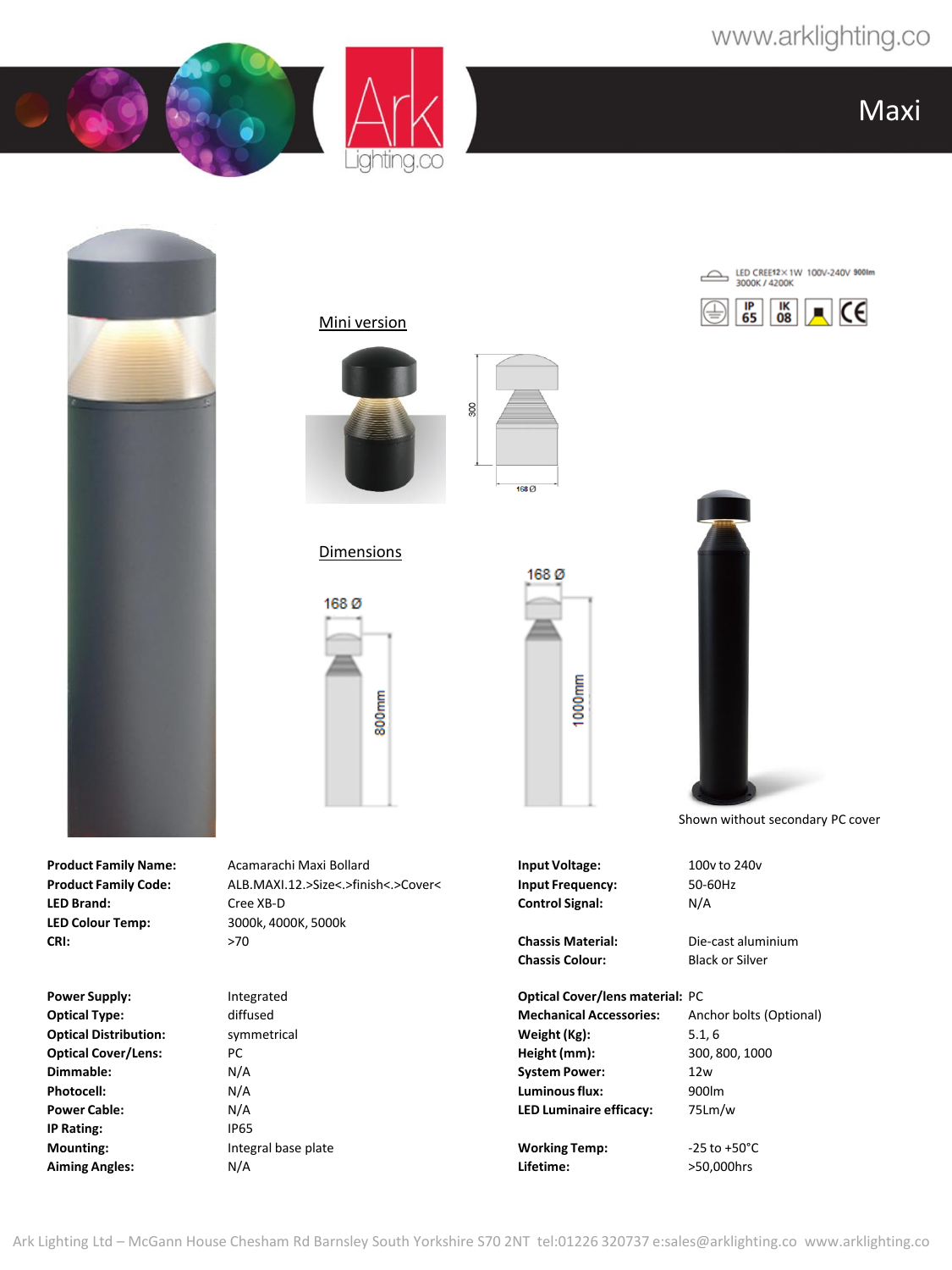# Maxi

LED CREE12×1W 100V-240V 900lm
3000K / 4200K

IP 65 | IK 08 | CE

## Mini version

300

168 Ø

## Dimensions

168 Ø

800mm

168 Ø

1000mm

Shown without secondary PC cover

| | |
|---|---|
| **Product Family Name:** | Acamarachi Maxi Bollard |
| **Product Family Code:** | ALB.MAXI.12.>Size<.>finish<.>Cover< |
| **LED Brand:** | Cree XB-D |
| **LED Colour Temp:** | 3000k, 4000K, 5000k |
| **CRI:** | >70 |
| **Power Supply:** | Integrated |
| **Optical Type:** | diffused |
| **Optical Distribution:** | symmetrical |
| **Optical Cover/Lens:** | PC |
| **Dimmable:** | N/A |
| **Photocell:** | N/A |
| **Power Cable:** | N/A |
| **IP Rating:** | IP65 |
| **Mounting:** | Integral base plate |
| **Aiming Angles:** | N/A |

| | |
|---|---|
| **Input Voltage:** | 100v to 240v |
| **Input Frequency:** | 50-60Hz |
| **Control Signal:** | N/A |
| **Chassis Material:** | Die-cast aluminium |
| **Chassis Colour:** | Black or Silver |
| **Optical Cover/lens material:** | PC |
| **Mechanical Accessories:** | Anchor bolts (Optional) |
| **Weight (Kg):** | 5.1, 6 |
| **Height (mm):** | 300, 800, 1000 |
| **System Power:** | 12w |
| **Luminous flux:** | 900lm |
| **LED Luminaire efficacy:** | 75Lm/w |
| **Working Temp:** | -25 to +50°C |
| **Lifetime:** | >50,000hrs |

Ark Lighting Ltd – McGann House Chesham Rd Barnsley South Yorkshire S70 2NT tel:01226 320737 e:sales@arklighting.co www.arklighting.co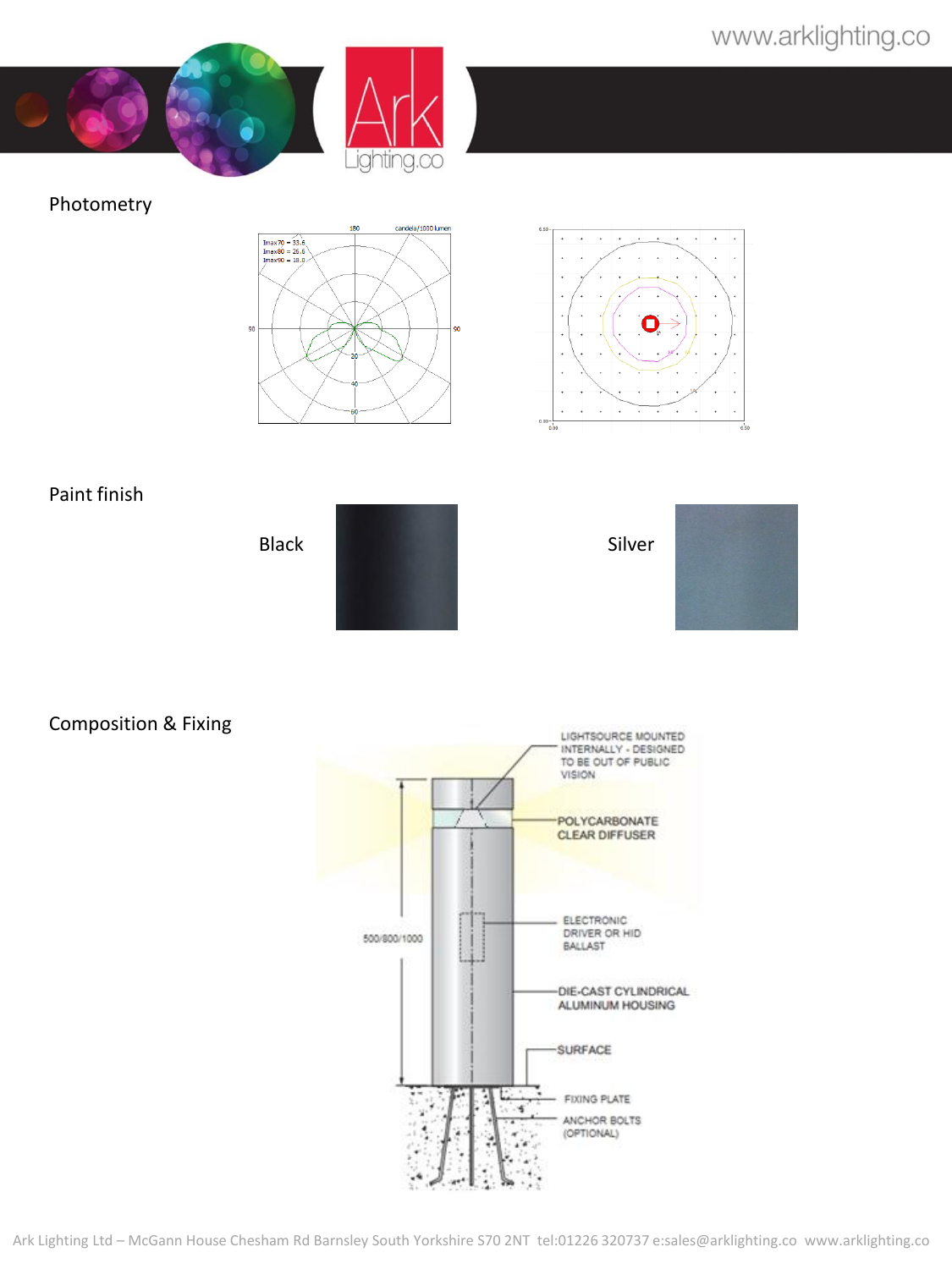## Photometry

## Paint finish

Black

Silver

## Composition & Fixing

LIGHTSOURCE MOUNTED INTERNALLY - DESIGNED TO BE OUT OF PUBLIC VISION

POLYCARBONATE CLEAR DIFFUSER

ELECTRONIC DRIVER OR HID BALLAST

DIE-CAST CYLINDRICAL ALUMINUM HOUSING

SURFACE

FIXING PLATE

ANCHOR BOLTS (OPTIONAL)

500/800/1000